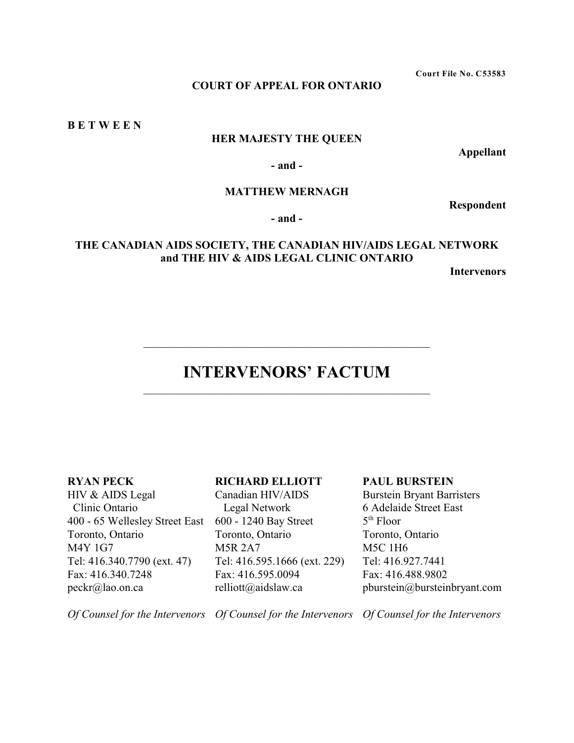Court File No. C53583

**COURT OF APPEAL FOR ONTARIO**

**B E T W E E N**

**HER MAJESTY THE QUEEN**

**Appellant**

**- and -**

**MATTHEW MERNAGH**

**Respondent**

**- and -**

**THE CANADIAN AIDS SOCIETY, THE CANADIAN HIV/AIDS LEGAL NETWORK and THE HIV & AIDS LEGAL CLINIC ONTARIO**

**Intervenors**

---

# INTERVENORS' FACTUM

---

**RYAN PECK**
HIV & AIDS Legal Clinic Ontario
400 - 65 Wellesley Street East
Toronto, Ontario
M4Y 1G7
Tel: 416.340.7790 (ext. 47)
Fax: 416.340.7248
peckr@lao.on.ca

*Of Counsel for the Intervenors*

**RICHARD ELLIOTT**
Canadian HIV/AIDS Legal Network
600 - 1240 Bay Street
Toronto, Ontario
M5R 2A7
Tel: 416.595.1666 (ext. 229)
Fax: 416.595.0094
relliott@aidslaw.ca

*Of Counsel for the Intervenors*

**PAUL BURSTEIN**
Burstein Bryant Barristers
6 Adelaide Street East
5th Floor
Toronto, Ontario
M5C 1H6
Tel: 416.927.7441
Fax: 416.488.9802
pburstein@bursteinbryant.com

*Of Counsel for the Intervenors*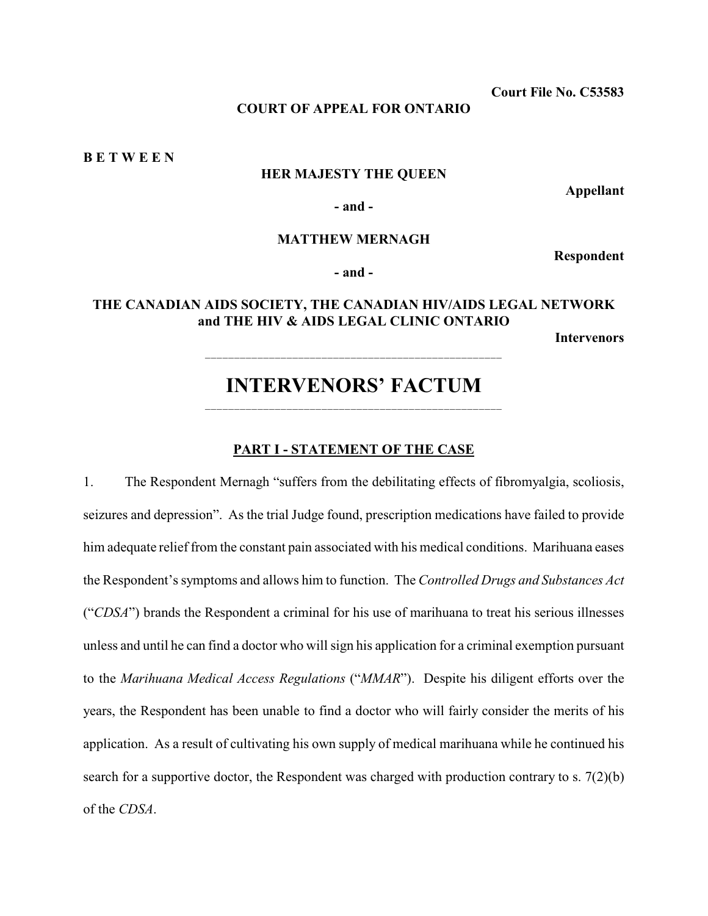**Court File No. C53583**

**COURT OF APPEAL FOR ONTARIO**

**B E T W E E N**

**HER MAJESTY THE QUEEN**

**Appellant**

**- and -**

**MATTHEW MERNAGH**

**Respondent**

**- and -**

**THE CANADIAN AIDS SOCIETY, THE CANADIAN HIV/AIDS LEGAL NETWORK and THE HIV & AIDS LEGAL CLINIC ONTARIO**

**Intervenors**

---

# INTERVENORS' FACTUM

---

## PART I - STATEMENT OF THE CASE

1. The Respondent Mernagh "suffers from the debilitating effects of fibromyalgia, scoliosis, seizures and depression". As the trial Judge found, prescription medications have failed to provide him adequate relief from the constant pain associated with his medical conditions. Marihuana eases the Respondent's symptoms and allows him to function. The *Controlled Drugs and Substances Act* ("*CDSA*") brands the Respondent a criminal for his use of marihuana to treat his serious illnesses unless and until he can find a doctor who will sign his application for a criminal exemption pursuant to the *Marihuana Medical Access Regulations* ("*MMAR*"). Despite his diligent efforts over the years, the Respondent has been unable to find a doctor who will fairly consider the merits of his application. As a result of cultivating his own supply of medical marihuana while he continued his search for a supportive doctor, the Respondent was charged with production contrary to s. 7(2)(b) of the *CDSA*.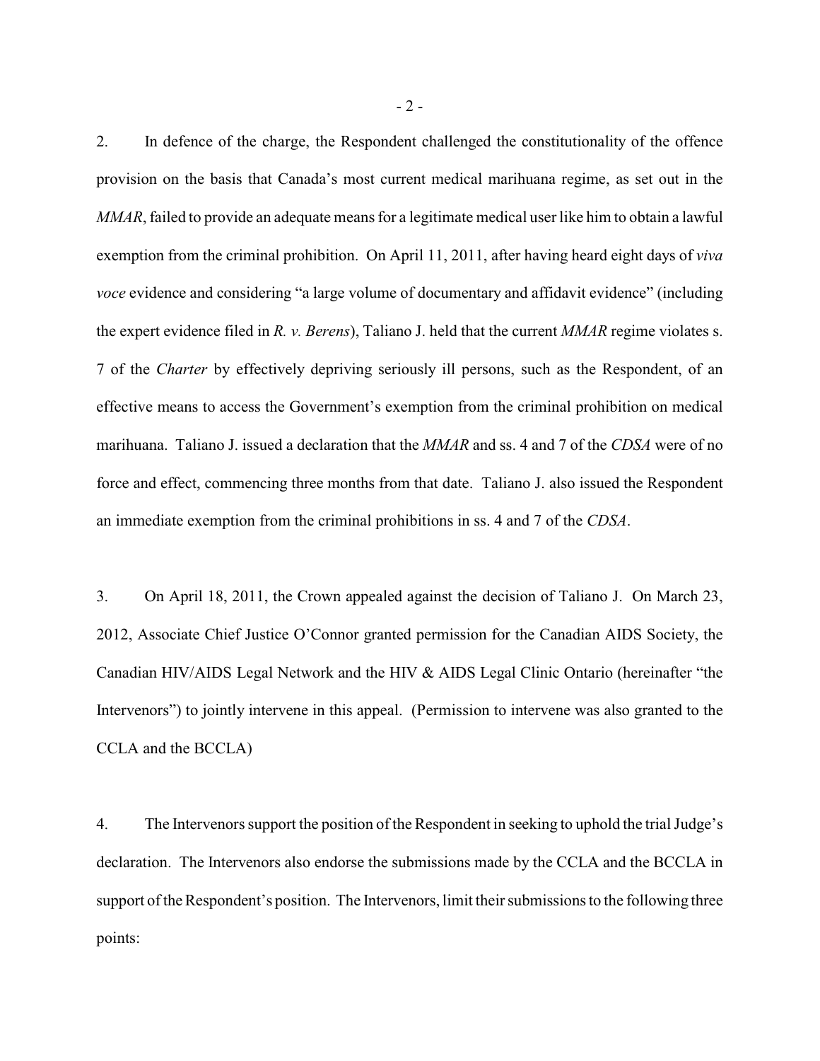2. In defence of the charge, the Respondent challenged the constitutionality of the offence provision on the basis that Canada's most current medical marihuana regime, as set out in the *MMAR*, failed to provide an adequate means for a legitimate medical user like him to obtain a lawful exemption from the criminal prohibition. On April 11, 2011, after having heard eight days of *viva voce* evidence and considering "a large volume of documentary and affidavit evidence" (including the expert evidence filed in *R. v. Berens*), Taliano J. held that the current *MMAR* regime violates s. 7 of the *Charter* by effectively depriving seriously ill persons, such as the Respondent, of an effective means to access the Government's exemption from the criminal prohibition on medical marihuana. Taliano J. issued a declaration that the *MMAR* and ss. 4 and 7 of the *CDSA* were of no force and effect, commencing three months from that date. Taliano J. also issued the Respondent an immediate exemption from the criminal prohibitions in ss. 4 and 7 of the *CDSA*.

3. On April 18, 2011, the Crown appealed against the decision of Taliano J. On March 23, 2012, Associate Chief Justice O'Connor granted permission for the Canadian AIDS Society, the Canadian HIV/AIDS Legal Network and the HIV & AIDS Legal Clinic Ontario (hereinafter "the Intervenors") to jointly intervene in this appeal. (Permission to intervene was also granted to the CCLA and the BCCLA)

4. The Intervenors support the position of the Respondent in seeking to uphold the trial Judge's declaration. The Intervenors also endorse the submissions made by the CCLA and the BCCLA in support of the Respondent's position. The Intervenors, limit their submissions to the following three points: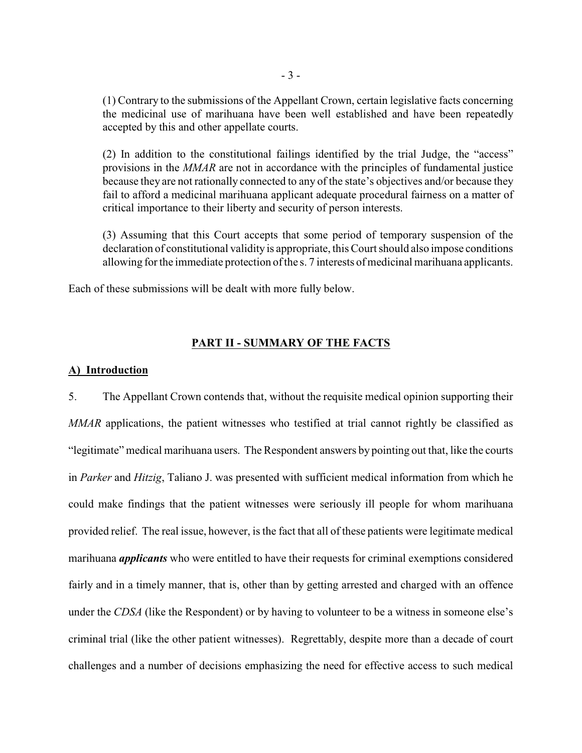(1) Contrary to the submissions of the Appellant Crown, certain legislative facts concerning the medicinal use of marihuana have been well established and have been repeatedly accepted by this and other appellate courts.

(2) In addition to the constitutional failings identified by the trial Judge, the "access" provisions in the *MMAR* are not in accordance with the principles of fundamental justice because they are not rationally connected to any of the state's objectives and/or because they fail to afford a medicinal marihuana applicant adequate procedural fairness on a matter of critical importance to their liberty and security of person interests.

(3) Assuming that this Court accepts that some period of temporary suspension of the declaration of constitutional validity is appropriate, this Court should also impose conditions allowing for the immediate protection of the s. 7 interests of medicinal marihuana applicants.

Each of these submissions will be dealt with more fully below.

## PART II - SUMMARY OF THE FACTS

### A) Introduction

5. The Appellant Crown contends that, without the requisite medical opinion supporting their *MMAR* applications, the patient witnesses who testified at trial cannot rightly be classified as "legitimate" medical marihuana users. The Respondent answers by pointing out that, like the courts in *Parker* and *Hitzig*, Taliano J. was presented with sufficient medical information from which he could make findings that the patient witnesses were seriously ill people for whom marihuana provided relief. The real issue, however, is the fact that all of these patients were legitimate medical marihuana ***applicants*** who were entitled to have their requests for criminal exemptions considered fairly and in a timely manner, that is, other than by getting arrested and charged with an offence under the *CDSA* (like the Respondent) or by having to volunteer to be a witness in someone else's criminal trial (like the other patient witnesses). Regrettably, despite more than a decade of court challenges and a number of decisions emphasizing the need for effective access to such medical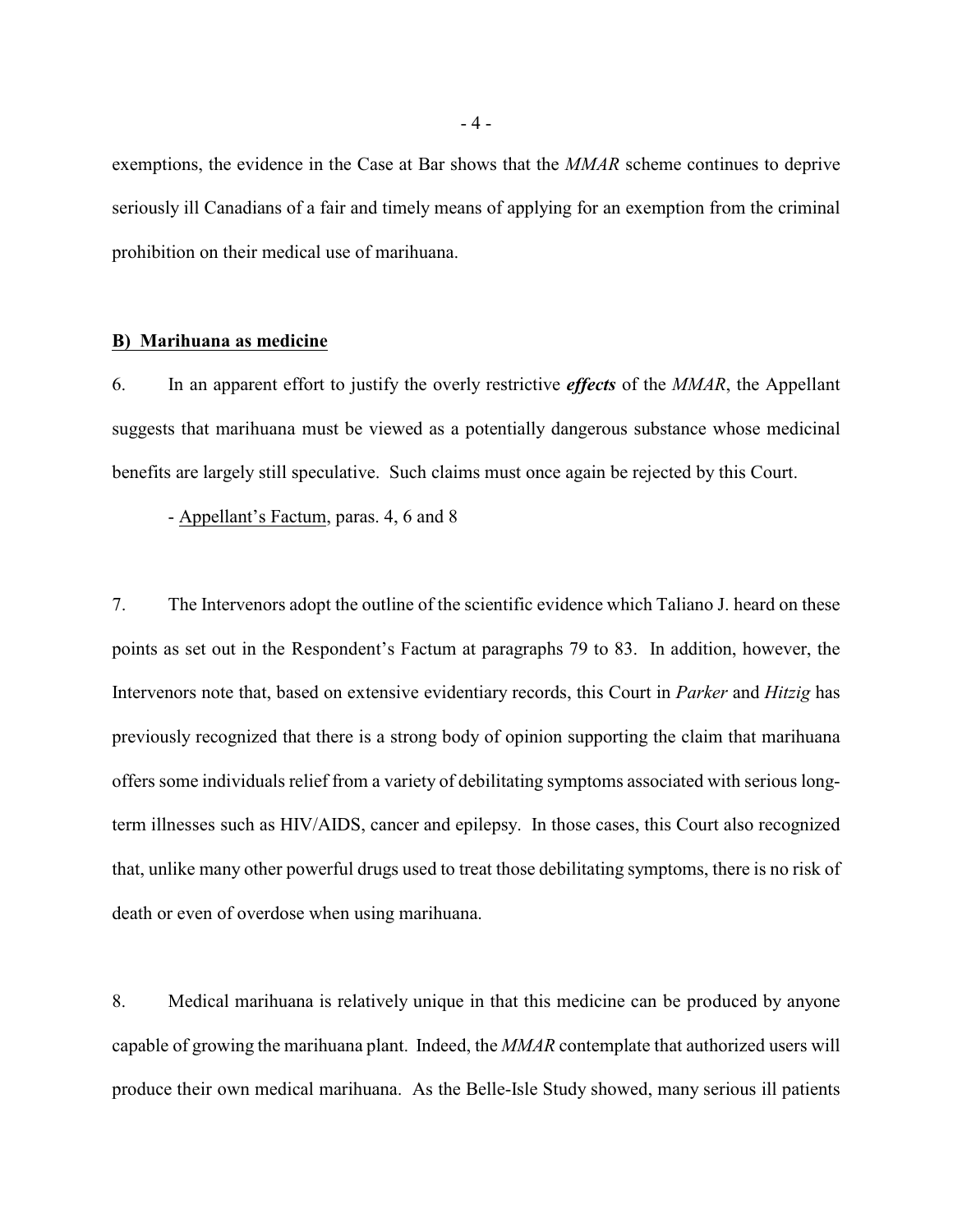exemptions, the evidence in the Case at Bar shows that the *MMAR* scheme continues to deprive seriously ill Canadians of a fair and timely means of applying for an exemption from the criminal prohibition on their medical use of marihuana.

**B) Marihuana as medicine**

6. In an apparent effort to justify the overly restrictive ***effects*** of the *MMAR*, the Appellant suggests that marihuana must be viewed as a potentially dangerous substance whose medicinal benefits are largely still speculative. Such claims must once again be rejected by this Court.

- Appellant's Factum, paras. 4, 6 and 8

7. The Intervenors adopt the outline of the scientific evidence which Taliano J. heard on these points as set out in the Respondent's Factum at paragraphs 79 to 83. In addition, however, the Intervenors note that, based on extensive evidentiary records, this Court in *Parker* and *Hitzig* has previously recognized that there is a strong body of opinion supporting the claim that marihuana offers some individuals relief from a variety of debilitating symptoms associated with serious long-term illnesses such as HIV/AIDS, cancer and epilepsy. In those cases, this Court also recognized that, unlike many other powerful drugs used to treat those debilitating symptoms, there is no risk of death or even of overdose when using marihuana.

8. Medical marihuana is relatively unique in that this medicine can be produced by anyone capable of growing the marihuana plant. Indeed, the *MMAR* contemplate that authorized users will produce their own medical marihuana. As the Belle-Isle Study showed, many serious ill patients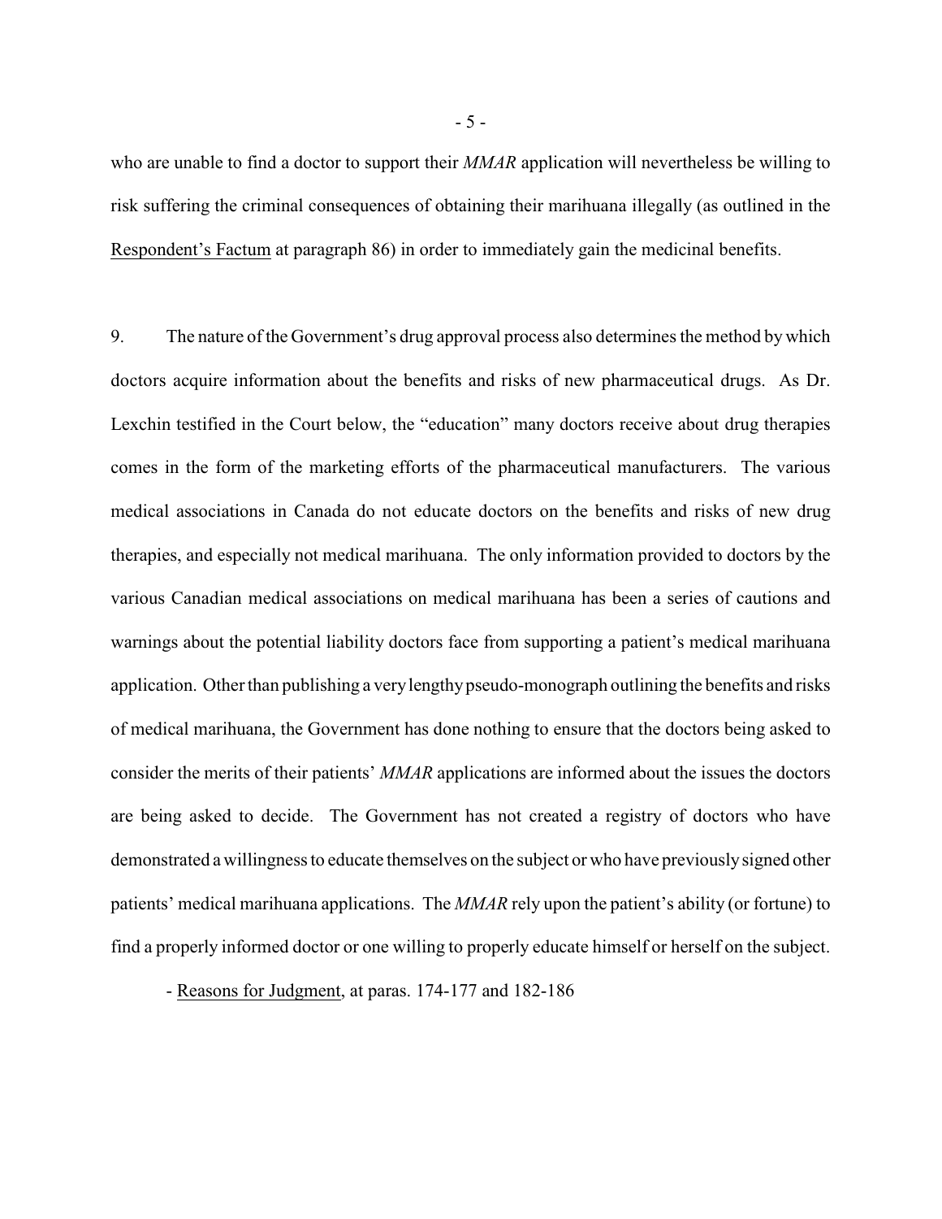who are unable to find a doctor to support their *MMAR* application will nevertheless be willing to risk suffering the criminal consequences of obtaining their marihuana illegally (as outlined in the Respondent's Factum at paragraph 86) in order to immediately gain the medicinal benefits.

9. The nature of the Government's drug approval process also determines the method by which doctors acquire information about the benefits and risks of new pharmaceutical drugs. As Dr. Lexchin testified in the Court below, the "education" many doctors receive about drug therapies comes in the form of the marketing efforts of the pharmaceutical manufacturers. The various medical associations in Canada do not educate doctors on the benefits and risks of new drug therapies, and especially not medical marihuana. The only information provided to doctors by the various Canadian medical associations on medical marihuana has been a series of cautions and warnings about the potential liability doctors face from supporting a patient's medical marihuana application. Other than publishing a very lengthy pseudo-monograph outlining the benefits and risks of medical marihuana, the Government has done nothing to ensure that the doctors being asked to consider the merits of their patients' *MMAR* applications are informed about the issues the doctors are being asked to decide. The Government has not created a registry of doctors who have demonstrated a willingness to educate themselves on the subject or who have previously signed other patients' medical marihuana applications. The *MMAR* rely upon the patient's ability (or fortune) to find a properly informed doctor or one willing to properly educate himself or herself on the subject.

- Reasons for Judgment, at paras. 174-177 and 182-186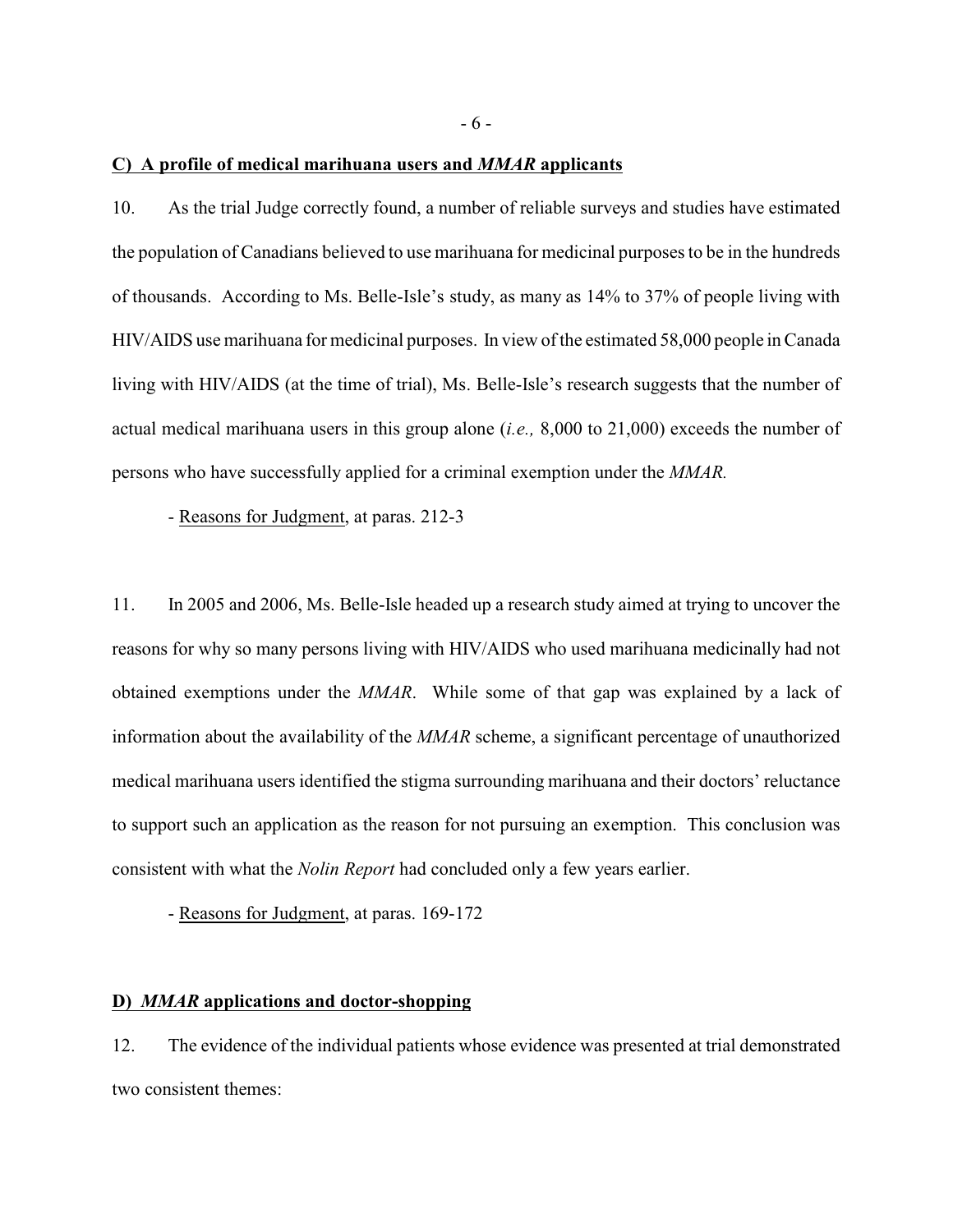**C) A profile of medical marihuana users and *MMAR* applicants**

10. As the trial Judge correctly found, a number of reliable surveys and studies have estimated the population of Canadians believed to use marihuana for medicinal purposes to be in the hundreds of thousands. According to Ms. Belle-Isle's study, as many as 14% to 37% of people living with HIV/AIDS use marihuana for medicinal purposes. In view of the estimated 58,000 people in Canada living with HIV/AIDS (at the time of trial), Ms. Belle-Isle's research suggests that the number of actual medical marihuana users in this group alone (*i.e.,* 8,000 to 21,000) exceeds the number of persons who have successfully applied for a criminal exemption under the *MMAR.*

- Reasons for Judgment, at paras. 212-3

11. In 2005 and 2006, Ms. Belle-Isle headed up a research study aimed at trying to uncover the reasons for why so many persons living with HIV/AIDS who used marihuana medicinally had not obtained exemptions under the *MMAR*. While some of that gap was explained by a lack of information about the availability of the *MMAR* scheme, a significant percentage of unauthorized medical marihuana users identified the stigma surrounding marihuana and their doctors' reluctance to support such an application as the reason for not pursuing an exemption. This conclusion was consistent with what the *Nolin Report* had concluded only a few years earlier.

- Reasons for Judgment, at paras. 169-172

**D) *MMAR* applications and doctor-shopping**

12. The evidence of the individual patients whose evidence was presented at trial demonstrated two consistent themes: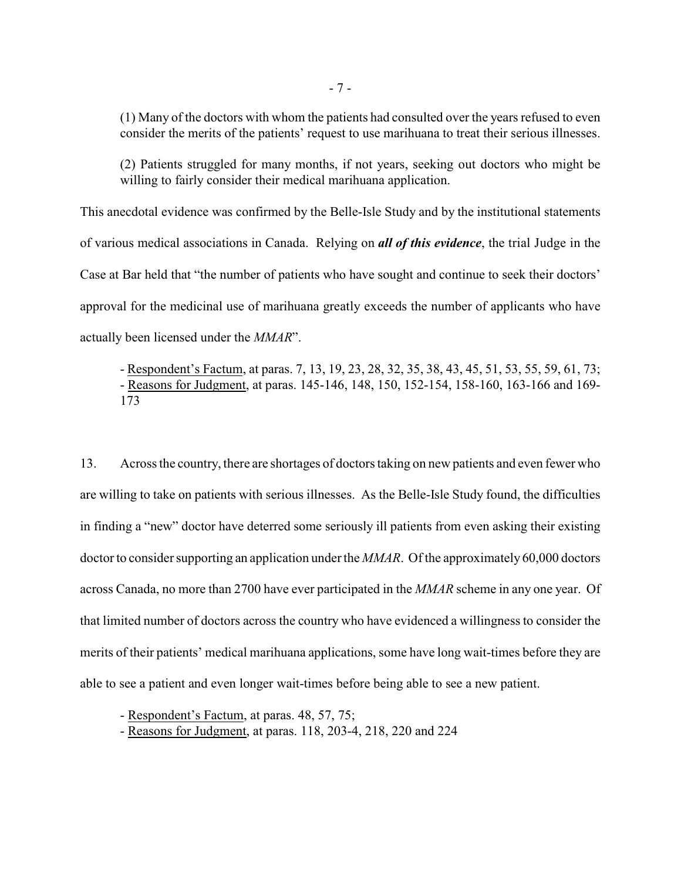(1) Many of the doctors with whom the patients had consulted over the years refused to even consider the merits of the patients' request to use marihuana to treat their serious illnesses.

(2) Patients struggled for many months, if not years, seeking out doctors who might be willing to fairly consider their medical marihuana application.

This anecdotal evidence was confirmed by the Belle-Isle Study and by the institutional statements of various medical associations in Canada. Relying on ***all of this evidence***, the trial Judge in the Case at Bar held that "the number of patients who have sought and continue to seek their doctors' approval for the medicinal use of marihuana greatly exceeds the number of applicants who have actually been licensed under the *MMAR*".

- Respondent's Factum, at paras. 7, 13, 19, 23, 28, 32, 35, 38, 43, 45, 51, 53, 55, 59, 61, 73;
- Reasons for Judgment, at paras. 145-146, 148, 150, 152-154, 158-160, 163-166 and 169-173

13. Across the country, there are shortages of doctors taking on new patients and even fewer who are willing to take on patients with serious illnesses. As the Belle-Isle Study found, the difficulties in finding a "new" doctor have deterred some seriously ill patients from even asking their existing doctor to consider supporting an application under the *MMAR*. Of the approximately 60,000 doctors across Canada, no more than 2700 have ever participated in the *MMAR* scheme in any one year. Of that limited number of doctors across the country who have evidenced a willingness to consider the merits of their patients' medical marihuana applications, some have long wait-times before they are able to see a patient and even longer wait-times before being able to see a new patient.

- Respondent's Factum, at paras. 48, 57, 75;
- Reasons for Judgment, at paras. 118, 203-4, 218, 220 and 224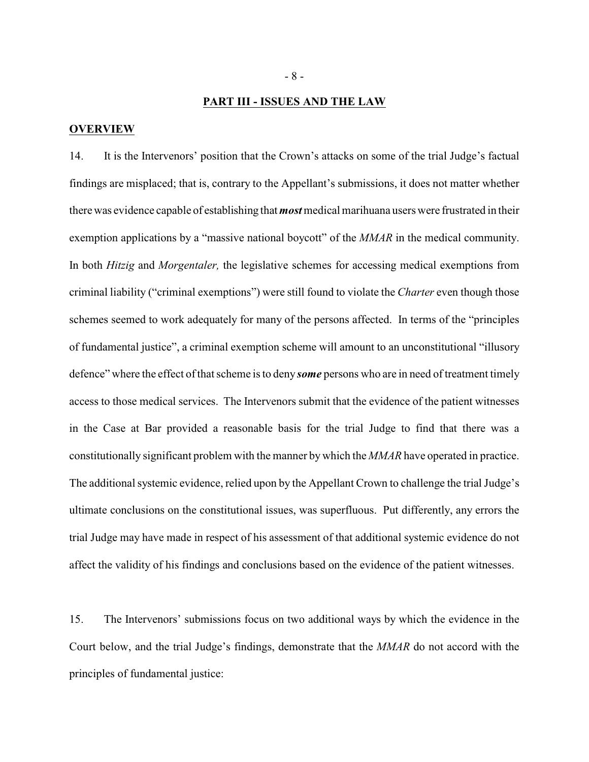## PART III - ISSUES AND THE LAW

### OVERVIEW

14. It is the Intervenors' position that the Crown's attacks on some of the trial Judge's factual findings are misplaced; that is, contrary to the Appellant's submissions, it does not matter whether there was evidence capable of establishing that ***most*** medical marihuana users were frustrated in their exemption applications by a "massive national boycott" of the *MMAR* in the medical community. In both *Hitzig* and *Morgentaler,* the legislative schemes for accessing medical exemptions from criminal liability ("criminal exemptions") were still found to violate the *Charter* even though those schemes seemed to work adequately for many of the persons affected. In terms of the "principles of fundamental justice", a criminal exemption scheme will amount to an unconstitutional "illusory defence" where the effect of that scheme is to deny ***some*** persons who are in need of treatment timely access to those medical services. The Intervenors submit that the evidence of the patient witnesses in the Case at Bar provided a reasonable basis for the trial Judge to find that there was a constitutionally significant problem with the manner by which the *MMAR* have operated in practice. The additional systemic evidence, relied upon by the Appellant Crown to challenge the trial Judge's ultimate conclusions on the constitutional issues, was superfluous. Put differently, any errors the trial Judge may have made in respect of his assessment of that additional systemic evidence do not affect the validity of his findings and conclusions based on the evidence of the patient witnesses.

15. The Intervenors' submissions focus on two additional ways by which the evidence in the Court below, and the trial Judge's findings, demonstrate that the *MMAR* do not accord with the principles of fundamental justice: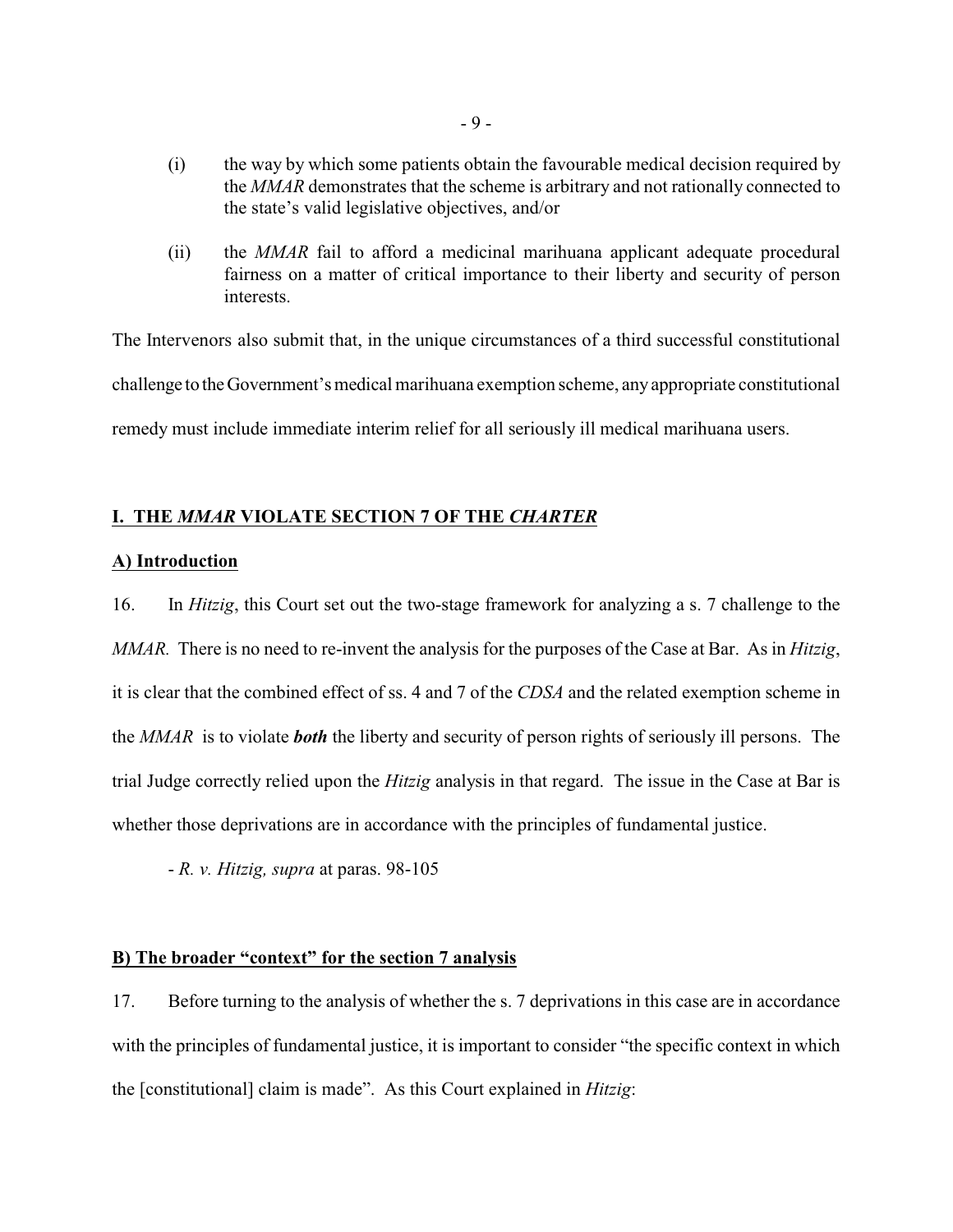(i) the way by which some patients obtain the favourable medical decision required by the *MMAR* demonstrates that the scheme is arbitrary and not rationally connected to the state's valid legislative objectives, and/or

(ii) the *MMAR* fail to afford a medicinal marihuana applicant adequate procedural fairness on a matter of critical importance to their liberty and security of person interests.

The Intervenors also submit that, in the unique circumstances of a third successful constitutional challenge to the Government's medical marihuana exemption scheme, any appropriate constitutional remedy must include immediate interim relief for all seriously ill medical marihuana users.

## I. THE *MMAR* VIOLATE SECTION 7 OF THE *CHARTER*

### A) Introduction

16. In *Hitzig*, this Court set out the two-stage framework for analyzing a s. 7 challenge to the *MMAR.* There is no need to re-invent the analysis for the purposes of the Case at Bar. As in *Hitzig*, it is clear that the combined effect of ss. 4 and 7 of the *CDSA* and the related exemption scheme in the *MMAR* is to violate ***both*** the liberty and security of person rights of seriously ill persons. The trial Judge correctly relied upon the *Hitzig* analysis in that regard. The issue in the Case at Bar is whether those deprivations are in accordance with the principles of fundamental justice.

- *R. v. Hitzig, supra* at paras. 98-105

### B) The broader "context" for the section 7 analysis

17. Before turning to the analysis of whether the s. 7 deprivations in this case are in accordance with the principles of fundamental justice, it is important to consider "the specific context in which the [constitutional] claim is made". As this Court explained in *Hitzig*: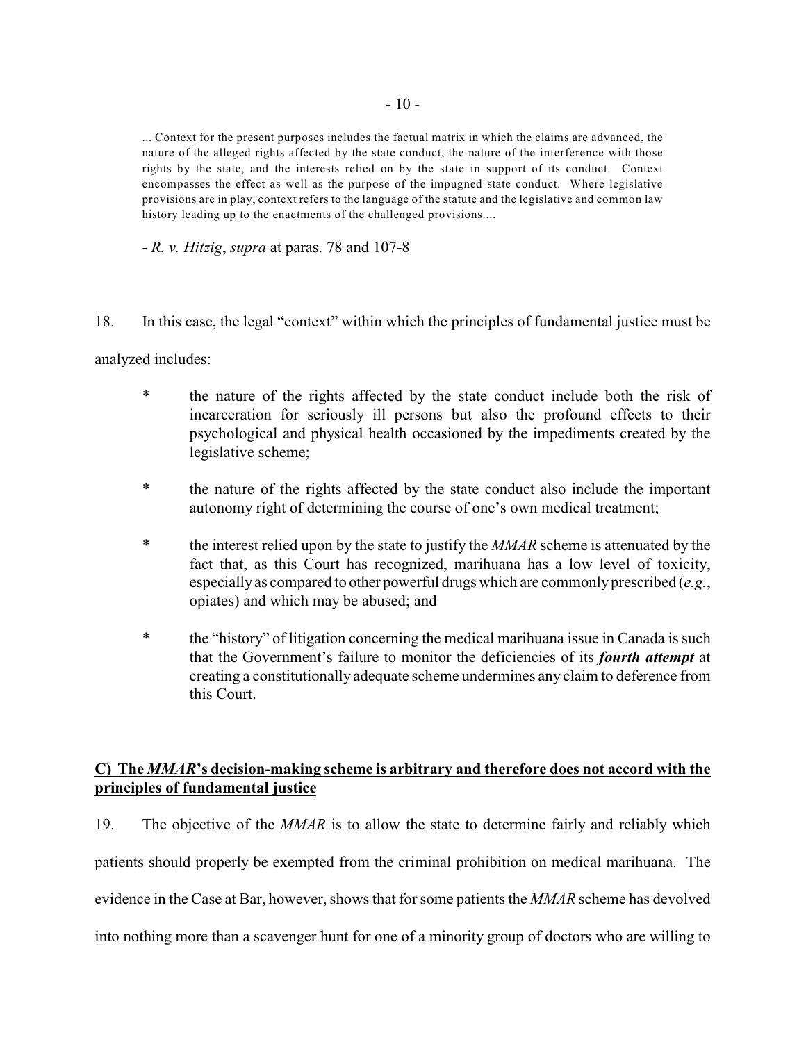> ... Context for the present purposes includes the factual matrix in which the claims are advanced, the nature of the alleged rights affected by the state conduct, the nature of the interference with those rights by the state, and the interests relied on by the state in support of its conduct. Context encompasses the effect as well as the purpose of the impugned state conduct. Where legislative provisions are in play, context refers to the language of the statute and the legislative and common law history leading up to the enactments of the challenged provisions....

- *R. v. Hitzig*, *supra* at paras. 78 and 107-8

18. In this case, the legal "context" within which the principles of fundamental justice must be analyzed includes:

- the nature of the rights affected by the state conduct include both the risk of incarceration for seriously ill persons but also the profound effects to their psychological and physical health occasioned by the impediments created by the legislative scheme;
- the nature of the rights affected by the state conduct also include the important autonomy right of determining the course of one's own medical treatment;
- the interest relied upon by the state to justify the *MMAR* scheme is attenuated by the fact that, as this Court has recognized, marihuana has a low level of toxicity, especially as compared to other powerful drugs which are commonly prescribed (*e.g.*, opiates) and which may be abused; and
- the "history" of litigation concerning the medical marihuana issue in Canada is such that the Government's failure to monitor the deficiencies of its ***fourth attempt*** at creating a constitutionally adequate scheme undermines any claim to deference from this Court.

## C) The *MMAR*'s decision-making scheme is arbitrary and therefore does not accord with the principles of fundamental justice

19. The objective of the *MMAR* is to allow the state to determine fairly and reliably which patients should properly be exempted from the criminal prohibition on medical marihuana. The evidence in the Case at Bar, however, shows that for some patients the *MMAR* scheme has devolved into nothing more than a scavenger hunt for one of a minority group of doctors who are willing to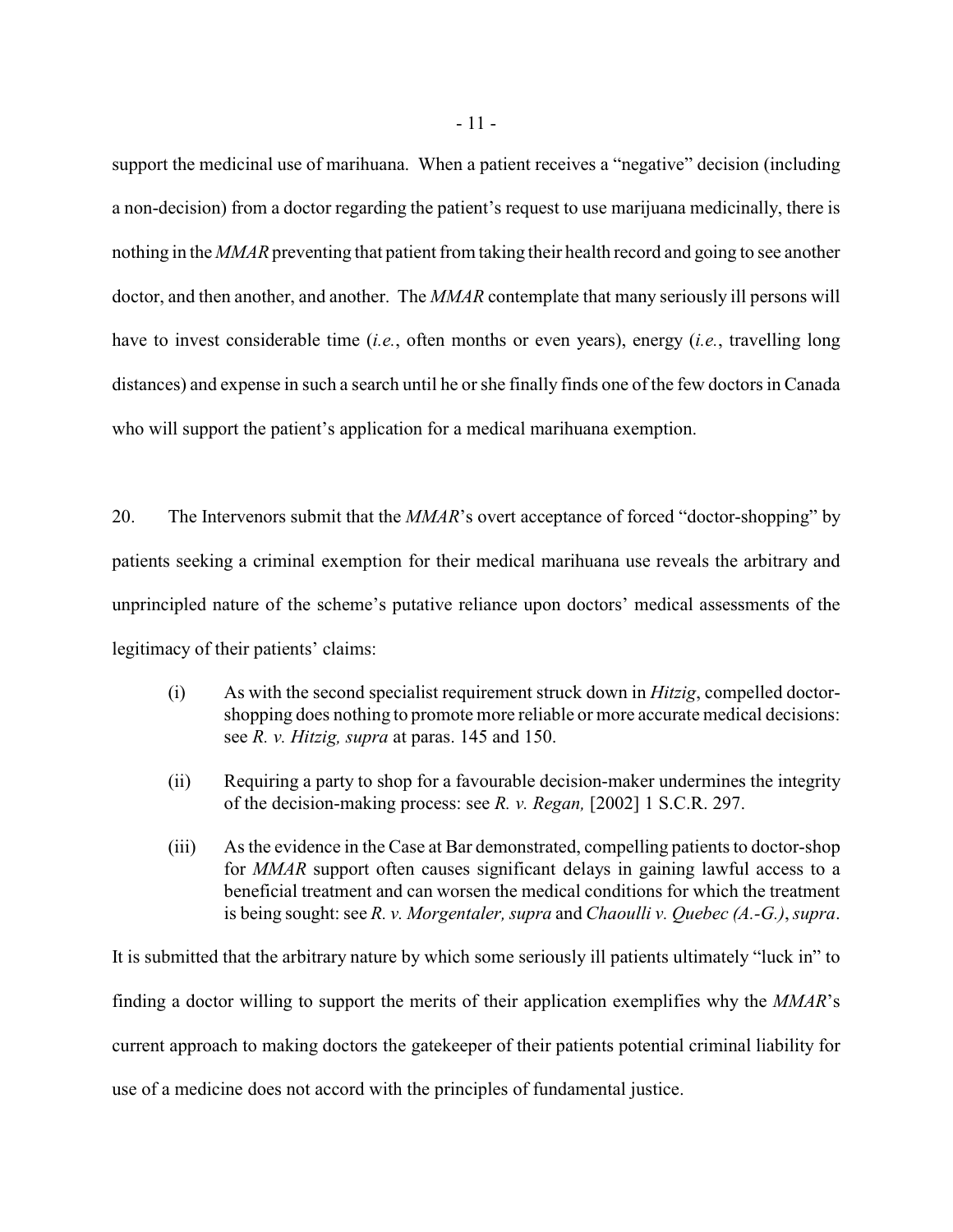support the medicinal use of marihuana. When a patient receives a "negative" decision (including a non-decision) from a doctor regarding the patient's request to use marijuana medicinally, there is nothing in the *MMAR* preventing that patient from taking their health record and going to see another doctor, and then another, and another. The *MMAR* contemplate that many seriously ill persons will have to invest considerable time (*i.e.*, often months or even years), energy (*i.e.*, travelling long distances) and expense in such a search until he or she finally finds one of the few doctors in Canada who will support the patient's application for a medical marihuana exemption.

20. The Intervenors submit that the *MMAR*'s overt acceptance of forced "doctor-shopping" by patients seeking a criminal exemption for their medical marihuana use reveals the arbitrary and unprincipled nature of the scheme's putative reliance upon doctors' medical assessments of the legitimacy of their patients' claims:

(i) As with the second specialist requirement struck down in *Hitzig*, compelled doctor-shopping does nothing to promote more reliable or more accurate medical decisions: see *R. v. Hitzig, supra* at paras. 145 and 150.

(ii) Requiring a party to shop for a favourable decision-maker undermines the integrity of the decision-making process: see *R. v. Regan,* [2002] 1 S.C.R. 297.

(iii) As the evidence in the Case at Bar demonstrated, compelling patients to doctor-shop for *MMAR* support often causes significant delays in gaining lawful access to a beneficial treatment and can worsen the medical conditions for which the treatment is being sought: see *R. v. Morgentaler, supra* and *Chaoulli v. Quebec (A.-G.)*, *supra*.

It is submitted that the arbitrary nature by which some seriously ill patients ultimately "luck in" to finding a doctor willing to support the merits of their application exemplifies why the *MMAR*'s current approach to making doctors the gatekeeper of their patients potential criminal liability for use of a medicine does not accord with the principles of fundamental justice.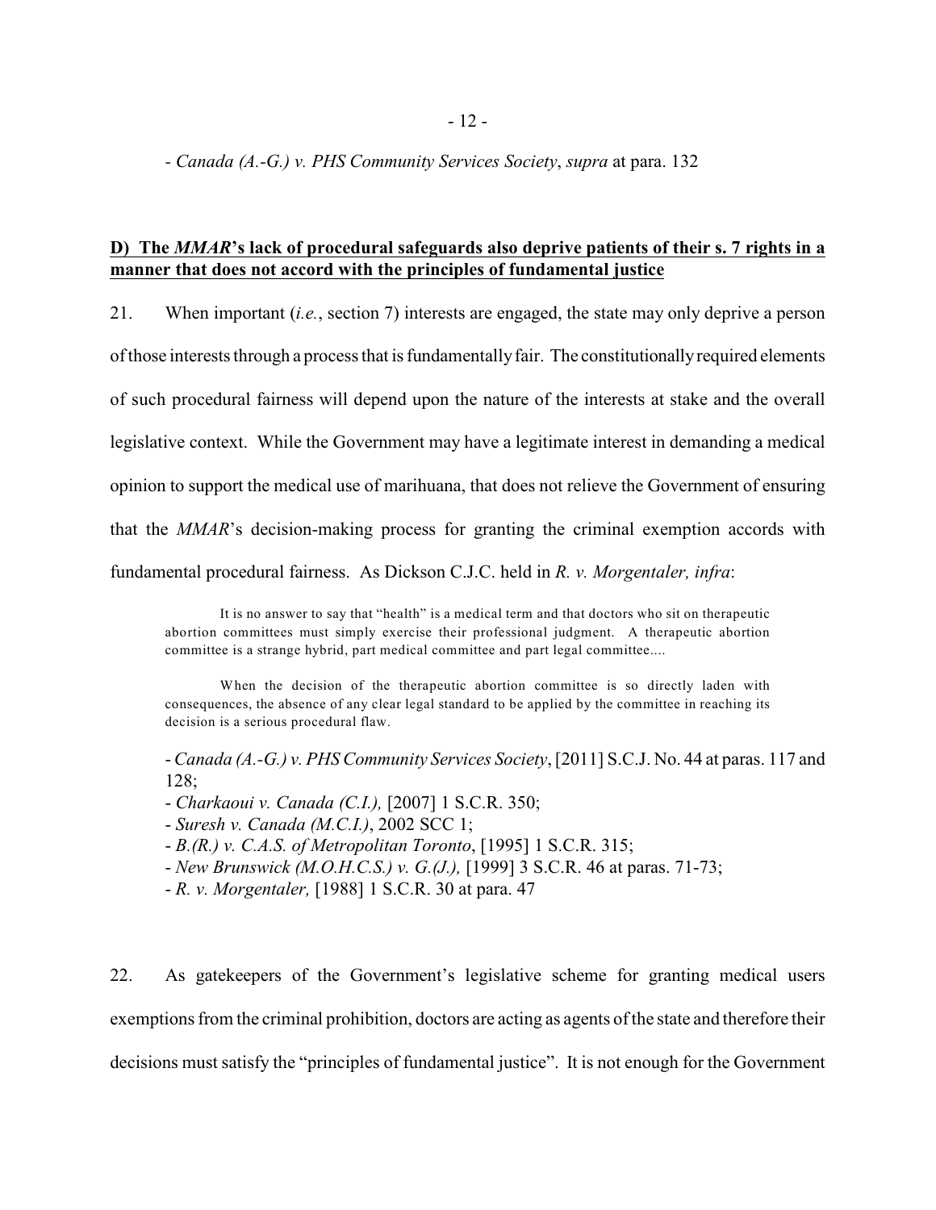- *Canada (A.-G.) v. PHS Community Services Society*, *supra* at para. 132

**D) The *MMAR*'s lack of procedural safeguards also deprive patients of their s. 7 rights in a manner that does not accord with the principles of fundamental justice**

21. When important (*i.e.*, section 7) interests are engaged, the state may only deprive a person of those interests through a process that is fundamentally fair. The constitutionally required elements of such procedural fairness will depend upon the nature of the interests at stake and the overall legislative context. While the Government may have a legitimate interest in demanding a medical opinion to support the medical use of marihuana, that does not relieve the Government of ensuring that the *MMAR*'s decision-making process for granting the criminal exemption accords with fundamental procedural fairness. As Dickson C.J.C. held in *R. v. Morgentaler, infra*:

> It is no answer to say that "health" is a medical term and that doctors who sit on therapeutic abortion committees must simply exercise their professional judgment. A therapeutic abortion committee is a strange hybrid, part medical committee and part legal committee....
>
> When the decision of the therapeutic abortion committee is so directly laden with consequences, the absence of any clear legal standard to be applied by the committee in reaching its decision is a serious procedural flaw.

- *Canada (A.-G.) v. PHS Community Services Society*, [2011] S.C.J. No. 44 at paras. 117 and 128;
- *Charkaoui v. Canada (C.I.),* [2007] 1 S.C.R. 350;
- *Suresh v. Canada (M.C.I.)*, 2002 SCC 1;
- *B.(R.) v. C.A.S. of Metropolitan Toronto*, [1995] 1 S.C.R. 315;
- *New Brunswick (M.O.H.C.S.) v. G.(J.),* [1999] 3 S.C.R. 46 at paras. 71-73;
- *R. v. Morgentaler,* [1988] 1 S.C.R. 30 at para. 47

22. As gatekeepers of the Government's legislative scheme for granting medical users exemptions from the criminal prohibition, doctors are acting as agents of the state and therefore their decisions must satisfy the "principles of fundamental justice". It is not enough for the Government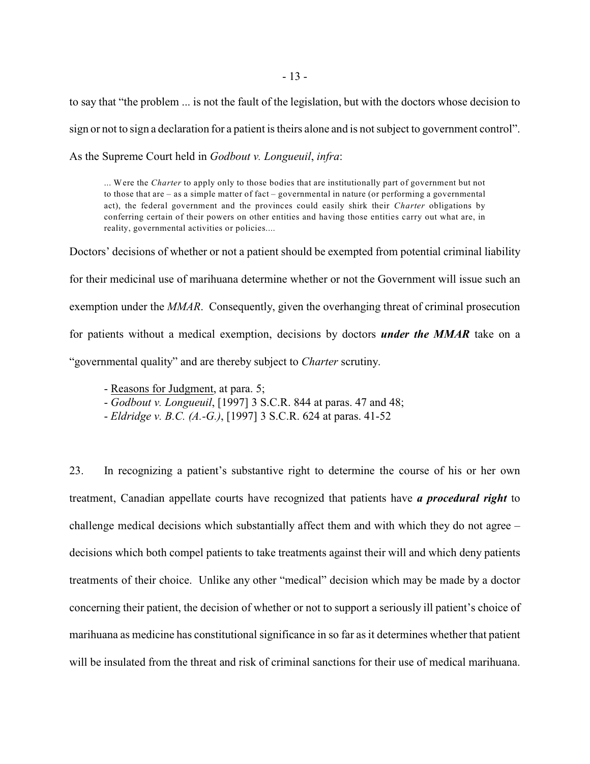to say that "the problem ... is not the fault of the legislation, but with the doctors whose decision to sign or not to sign a declaration for a patient is theirs alone and is not subject to government control". As the Supreme Court held in *Godbout v. Longueuil*, *infra*:

> ... Were the *Charter* to apply only to those bodies that are institutionally part of government but not to those that are – as a simple matter of fact – governmental in nature (or performing a governmental act), the federal government and the provinces could easily shirk their *Charter* obligations by conferring certain of their powers on other entities and having those entities carry out what are, in reality, governmental activities or policies....

Doctors' decisions of whether or not a patient should be exempted from potential criminal liability for their medicinal use of marihuana determine whether or not the Government will issue such an exemption under the *MMAR*. Consequently, given the overhanging threat of criminal prosecution for patients without a medical exemption, decisions by doctors ***under the MMAR*** take on a "governmental quality" and are thereby subject to *Charter* scrutiny.

- Reasons for Judgment, at para. 5;
- *Godbout v. Longueuil*, [1997] 3 S.C.R. 844 at paras. 47 and 48;
- *Eldridge v. B.C. (A.-G.)*, [1997] 3 S.C.R. 624 at paras. 41-52

23. In recognizing a patient's substantive right to determine the course of his or her own treatment, Canadian appellate courts have recognized that patients have ***a procedural right*** to challenge medical decisions which substantially affect them and with which they do not agree – decisions which both compel patients to take treatments against their will and which deny patients treatments of their choice. Unlike any other "medical" decision which may be made by a doctor concerning their patient, the decision of whether or not to support a seriously ill patient's choice of marihuana as medicine has constitutional significance in so far as it determines whether that patient will be insulated from the threat and risk of criminal sanctions for their use of medical marihuana.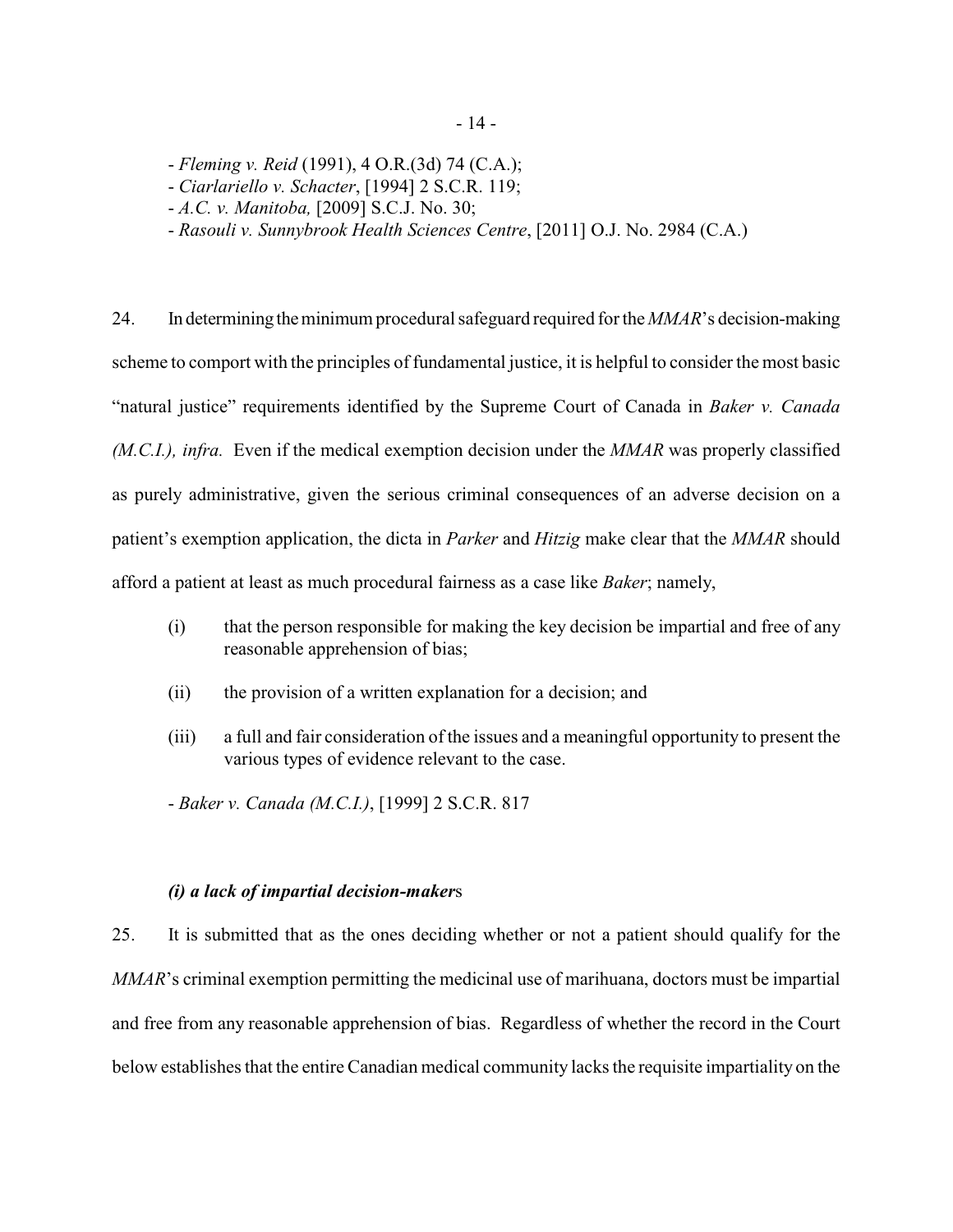- *Fleming v. Reid* (1991), 4 O.R.(3d) 74 (C.A.);
- *Ciarlariello v. Schacter*, [1994] 2 S.C.R. 119;
- *A.C. v. Manitoba,* [2009] S.C.J. No. 30;
- *Rasouli v. Sunnybrook Health Sciences Centre*, [2011] O.J. No. 2984 (C.A.)

24. In determining the minimum procedural safeguard required for the *MMAR*'s decision-making scheme to comport with the principles of fundamental justice, it is helpful to consider the most basic "natural justice" requirements identified by the Supreme Court of Canada in *Baker v. Canada (M.C.I.), infra.* Even if the medical exemption decision under the *MMAR* was properly classified as purely administrative, given the serious criminal consequences of an adverse decision on a patient's exemption application, the dicta in *Parker* and *Hitzig* make clear that the *MMAR* should afford a patient at least as much procedural fairness as a case like *Baker*; namely,

(i) that the person responsible for making the key decision be impartial and free of any reasonable apprehension of bias;

(ii) the provision of a written explanation for a decision; and

(iii) a full and fair consideration of the issues and a meaningful opportunity to present the various types of evidence relevant to the case.

- *Baker v. Canada (M.C.I.)*, [1999] 2 S.C.R. 817

***(i) a lack of impartial decision-maker*s**

25. It is submitted that as the ones deciding whether or not a patient should qualify for the *MMAR*'s criminal exemption permitting the medicinal use of marihuana, doctors must be impartial and free from any reasonable apprehension of bias. Regardless of whether the record in the Court below establishes that the entire Canadian medical community lacks the requisite impartiality on the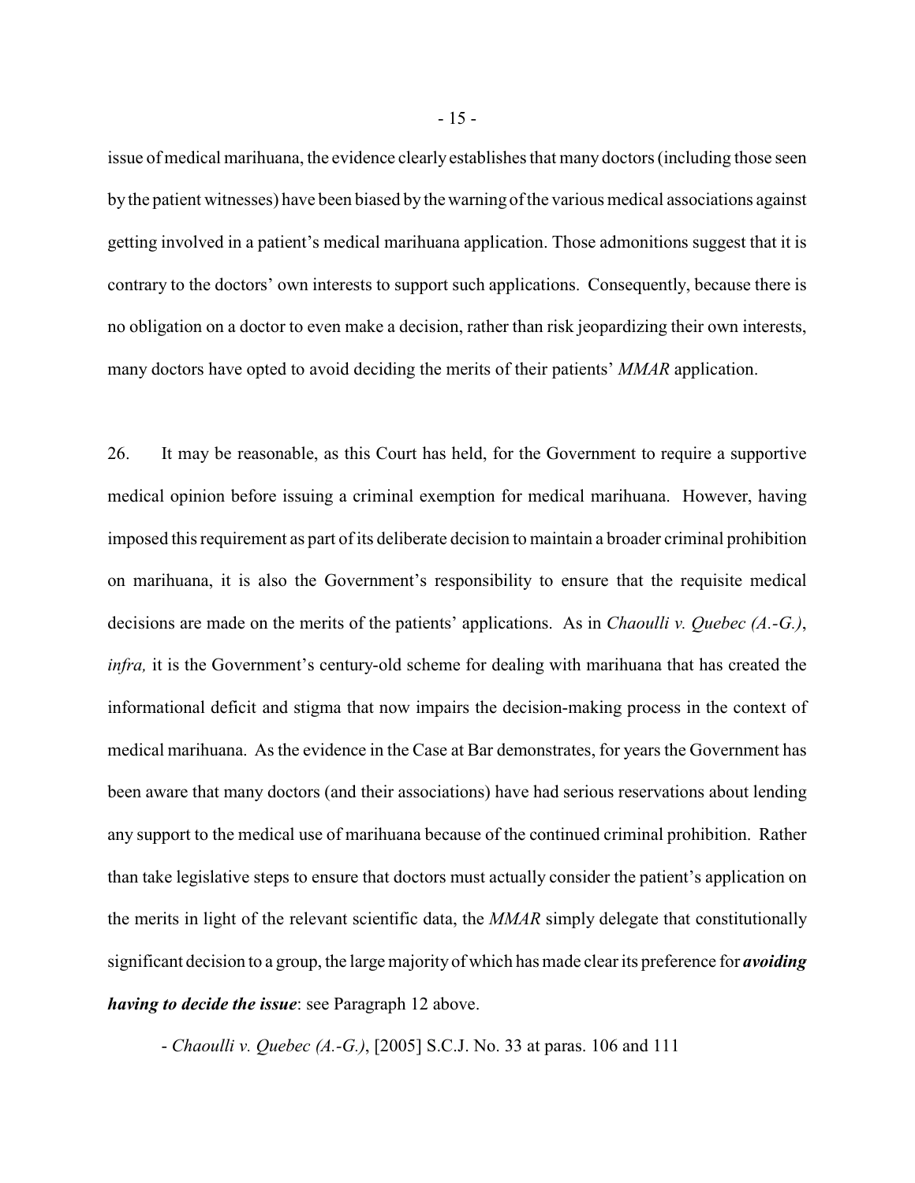issue of medical marihuana, the evidence clearly establishes that many doctors (including those seen by the patient witnesses) have been biased by the warning of the various medical associations against getting involved in a patient's medical marihuana application. Those admonitions suggest that it is contrary to the doctors' own interests to support such applications. Consequently, because there is no obligation on a doctor to even make a decision, rather than risk jeopardizing their own interests, many doctors have opted to avoid deciding the merits of their patients' *MMAR* application.

26. It may be reasonable, as this Court has held, for the Government to require a supportive medical opinion before issuing a criminal exemption for medical marihuana. However, having imposed this requirement as part of its deliberate decision to maintain a broader criminal prohibition on marihuana, it is also the Government's responsibility to ensure that the requisite medical decisions are made on the merits of the patients' applications. As in *Chaoulli v. Quebec (A.-G.)*, *infra,* it is the Government's century-old scheme for dealing with marihuana that has created the informational deficit and stigma that now impairs the decision-making process in the context of medical marihuana. As the evidence in the Case at Bar demonstrates, for years the Government has been aware that many doctors (and their associations) have had serious reservations about lending any support to the medical use of marihuana because of the continued criminal prohibition. Rather than take legislative steps to ensure that doctors must actually consider the patient's application on the merits in light of the relevant scientific data, the *MMAR* simply delegate that constitutionally significant decision to a group, the large majority of which has made clear its preference for ***avoiding having to decide the issue***: see Paragraph 12 above.

- *Chaoulli v. Quebec (A.-G.)*, [2005] S.C.J. No. 33 at paras. 106 and 111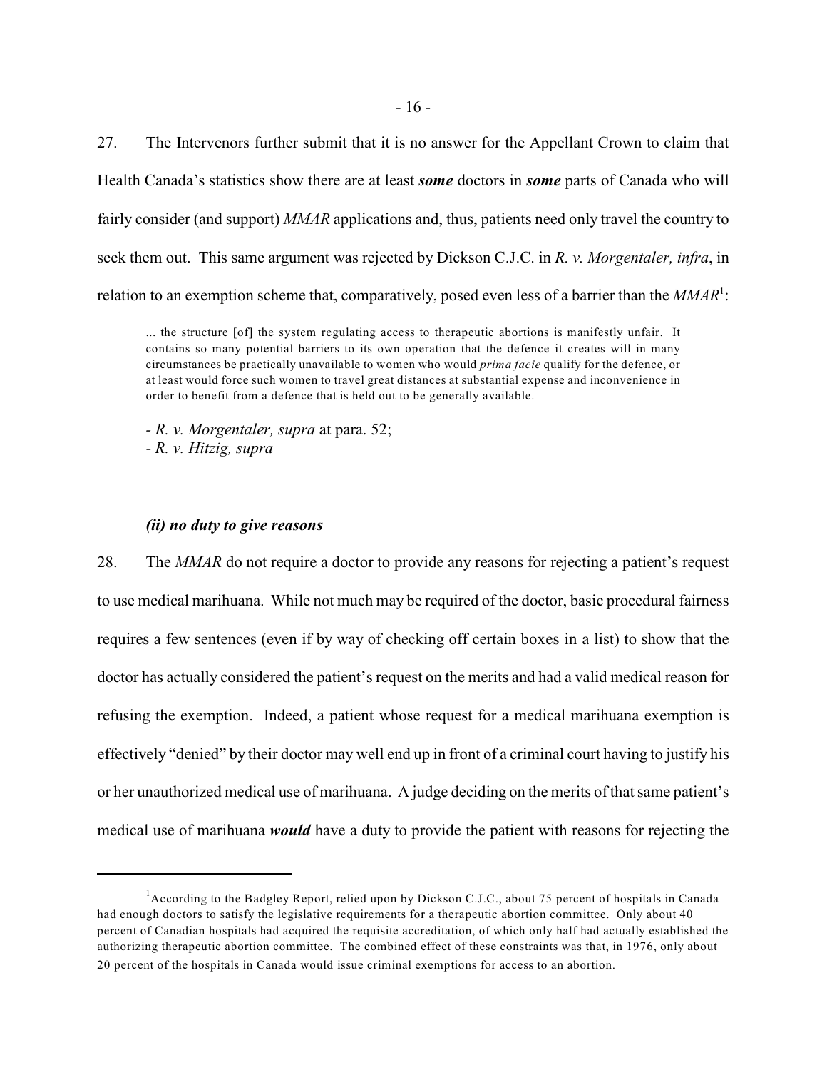27. The Intervenors further submit that it is no answer for the Appellant Crown to claim that Health Canada's statistics show there are at least ***some*** doctors in ***some*** parts of Canada who will fairly consider (and support) *MMAR* applications and, thus, patients need only travel the country to seek them out. This same argument was rejected by Dickson C.J.C. in *R. v. Morgentaler, infra*, in relation to an exemption scheme that, comparatively, posed even less of a barrier than the *MMAR*[1]:

> ... the structure [of] the system regulating access to therapeutic abortions is manifestly unfair. It contains so many potential barriers to its own operation that the defence it creates will in many circumstances be practically unavailable to women who would *prima facie* qualify for the defence, or at least would force such women to travel great distances at substantial expense and inconvenience in order to benefit from a defence that is held out to be generally available.
>
> - *R. v. Morgentaler, supra* at para. 52;
> - *R. v. Hitzig, supra*

#### *(ii) no duty to give reasons*

28. The *MMAR* do not require a doctor to provide any reasons for rejecting a patient's request to use medical marihuana. While not much may be required of the doctor, basic procedural fairness requires a few sentences (even if by way of checking off certain boxes in a list) to show that the doctor has actually considered the patient's request on the merits and had a valid medical reason for refusing the exemption. Indeed, a patient whose request for a medical marihuana exemption is effectively "denied" by their doctor may well end up in front of a criminal court having to justify his or her unauthorized medical use of marihuana. A judge deciding on the merits of that same patient's medical use of marihuana ***would*** have a duty to provide the patient with reasons for rejecting the

---

[1] According to the Badgley Report, relied upon by Dickson C.J.C., about 75 percent of hospitals in Canada had enough doctors to satisfy the legislative requirements for a therapeutic abortion committee. Only about 40 percent of Canadian hospitals had acquired the requisite accreditation, of which only half had actually established the authorizing therapeutic abortion committee. The combined effect of these constraints was that, in 1976, only about 20 percent of the hospitals in Canada would issue criminal exemptions for access to an abortion.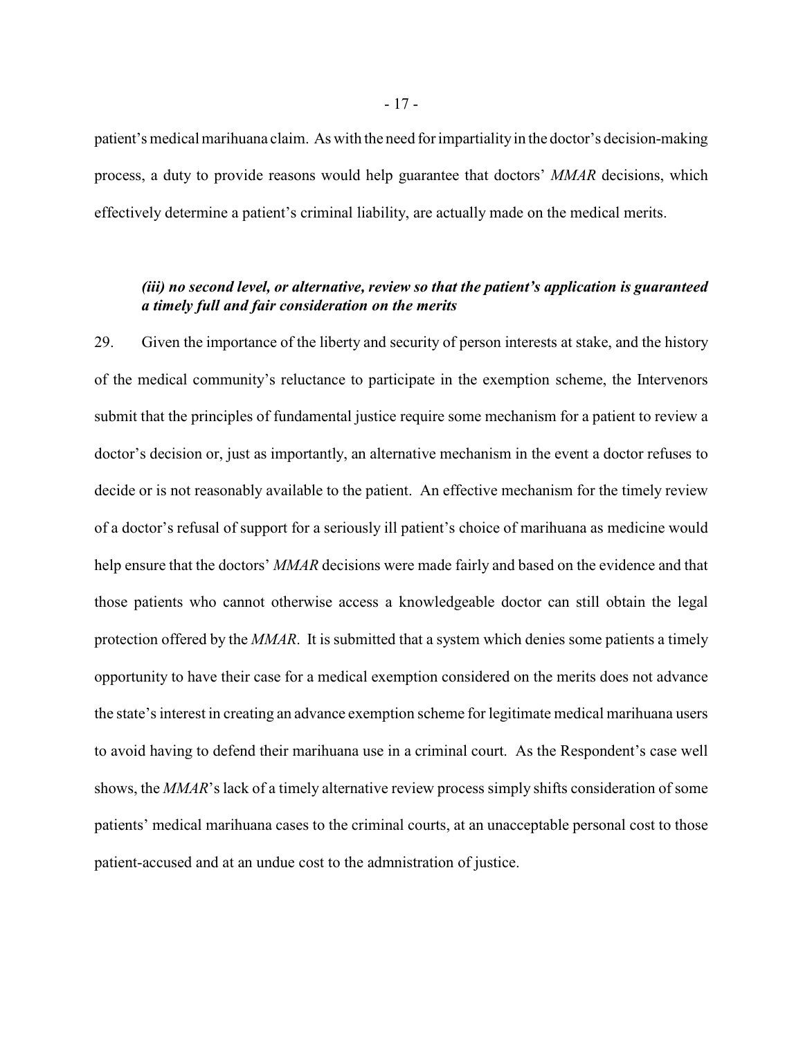patient's medical marihuana claim. As with the need for impartiality in the doctor's decision-making process, a duty to provide reasons would help guarantee that doctors' *MMAR* decisions, which effectively determine a patient's criminal liability, are actually made on the medical merits.

***(iii) no second level, or alternative, review so that the patient's application is guaranteed a timely full and fair consideration on the merits***

29. Given the importance of the liberty and security of person interests at stake, and the history of the medical community's reluctance to participate in the exemption scheme, the Intervenors submit that the principles of fundamental justice require some mechanism for a patient to review a doctor's decision or, just as importantly, an alternative mechanism in the event a doctor refuses to decide or is not reasonably available to the patient. An effective mechanism for the timely review of a doctor's refusal of support for a seriously ill patient's choice of marihuana as medicine would help ensure that the doctors' *MMAR* decisions were made fairly and based on the evidence and that those patients who cannot otherwise access a knowledgeable doctor can still obtain the legal protection offered by the *MMAR*. It is submitted that a system which denies some patients a timely opportunity to have their case for a medical exemption considered on the merits does not advance the state's interest in creating an advance exemption scheme for legitimate medical marihuana users to avoid having to defend their marihuana use in a criminal court. As the Respondent's case well shows, the *MMAR*'s lack of a timely alternative review process simply shifts consideration of some patients' medical marihuana cases to the criminal courts, at an unacceptable personal cost to those patient-accused and at an undue cost to the admnistration of justice.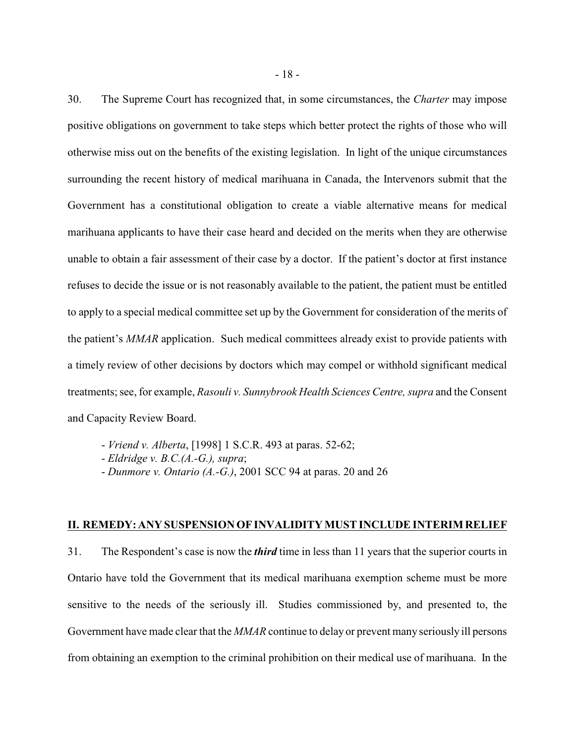30. The Supreme Court has recognized that, in some circumstances, the *Charter* may impose positive obligations on government to take steps which better protect the rights of those who will otherwise miss out on the benefits of the existing legislation. In light of the unique circumstances surrounding the recent history of medical marihuana in Canada, the Intervenors submit that the Government has a constitutional obligation to create a viable alternative means for medical marihuana applicants to have their case heard and decided on the merits when they are otherwise unable to obtain a fair assessment of their case by a doctor. If the patient's doctor at first instance refuses to decide the issue or is not reasonably available to the patient, the patient must be entitled to apply to a special medical committee set up by the Government for consideration of the merits of the patient's *MMAR* application. Such medical committees already exist to provide patients with a timely review of other decisions by doctors which may compel or withhold significant medical treatments; see, for example, *Rasouli v. Sunnybrook Health Sciences Centre, supra* and the Consent and Capacity Review Board.

- *Vriend v. Alberta*, [1998] 1 S.C.R. 493 at paras. 52-62;
- *Eldridge v. B.C.(A.-G.), supra*;
- *Dunmore v. Ontario (A.-G.)*, 2001 SCC 94 at paras. 20 and 26

## II. REMEDY: ANY SUSPENSION OF INVALIDITY MUST INCLUDE INTERIM RELIEF

31. The Respondent's case is now the ***third*** time in less than 11 years that the superior courts in Ontario have told the Government that its medical marihuana exemption scheme must be more sensitive to the needs of the seriously ill. Studies commissioned by, and presented to, the Government have made clear that the *MMAR* continue to delay or prevent many seriously ill persons from obtaining an exemption to the criminal prohibition on their medical use of marihuana. In the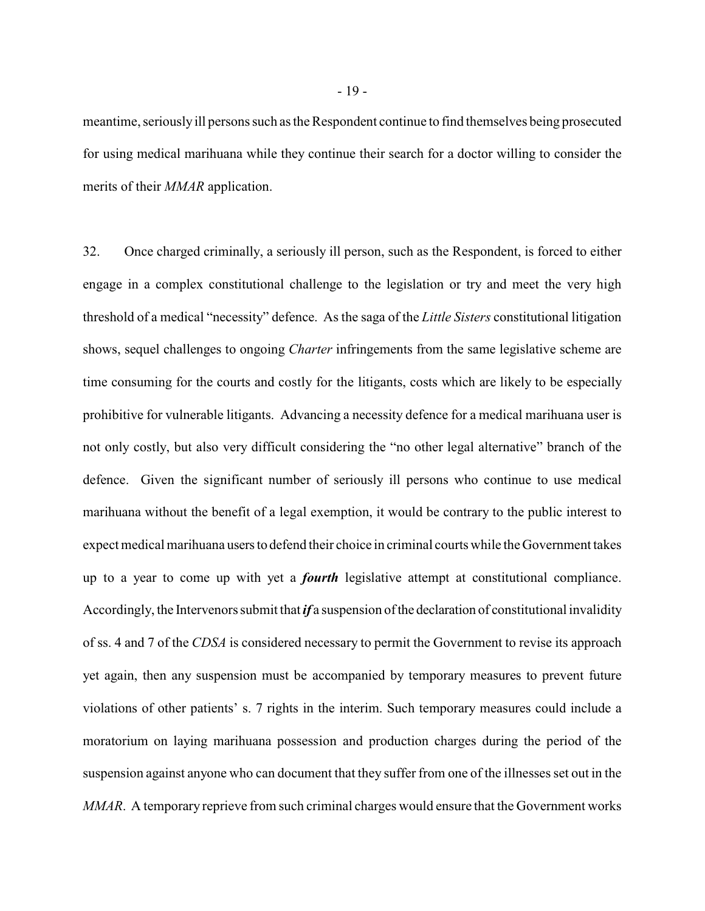meantime, seriously ill persons such as the Respondent continue to find themselves being prosecuted for using medical marihuana while they continue their search for a doctor willing to consider the merits of their *MMAR* application.

32. Once charged criminally, a seriously ill person, such as the Respondent, is forced to either engage in a complex constitutional challenge to the legislation or try and meet the very high threshold of a medical "necessity" defence. As the saga of the *Little Sisters* constitutional litigation shows, sequel challenges to ongoing *Charter* infringements from the same legislative scheme are time consuming for the courts and costly for the litigants, costs which are likely to be especially prohibitive for vulnerable litigants. Advancing a necessity defence for a medical marihuana user is not only costly, but also very difficult considering the "no other legal alternative" branch of the defence. Given the significant number of seriously ill persons who continue to use medical marihuana without the benefit of a legal exemption, it would be contrary to the public interest to expect medical marihuana users to defend their choice in criminal courts while the Government takes up to a year to come up with yet a ***fourth*** legislative attempt at constitutional compliance. Accordingly, the Intervenors submit that ***if*** a suspension of the declaration of constitutional invalidity of ss. 4 and 7 of the *CDSA* is considered necessary to permit the Government to revise its approach yet again, then any suspension must be accompanied by temporary measures to prevent future violations of other patients' s. 7 rights in the interim. Such temporary measures could include a moratorium on laying marihuana possession and production charges during the period of the suspension against anyone who can document that they suffer from one of the illnesses set out in the *MMAR*. A temporary reprieve from such criminal charges would ensure that the Government works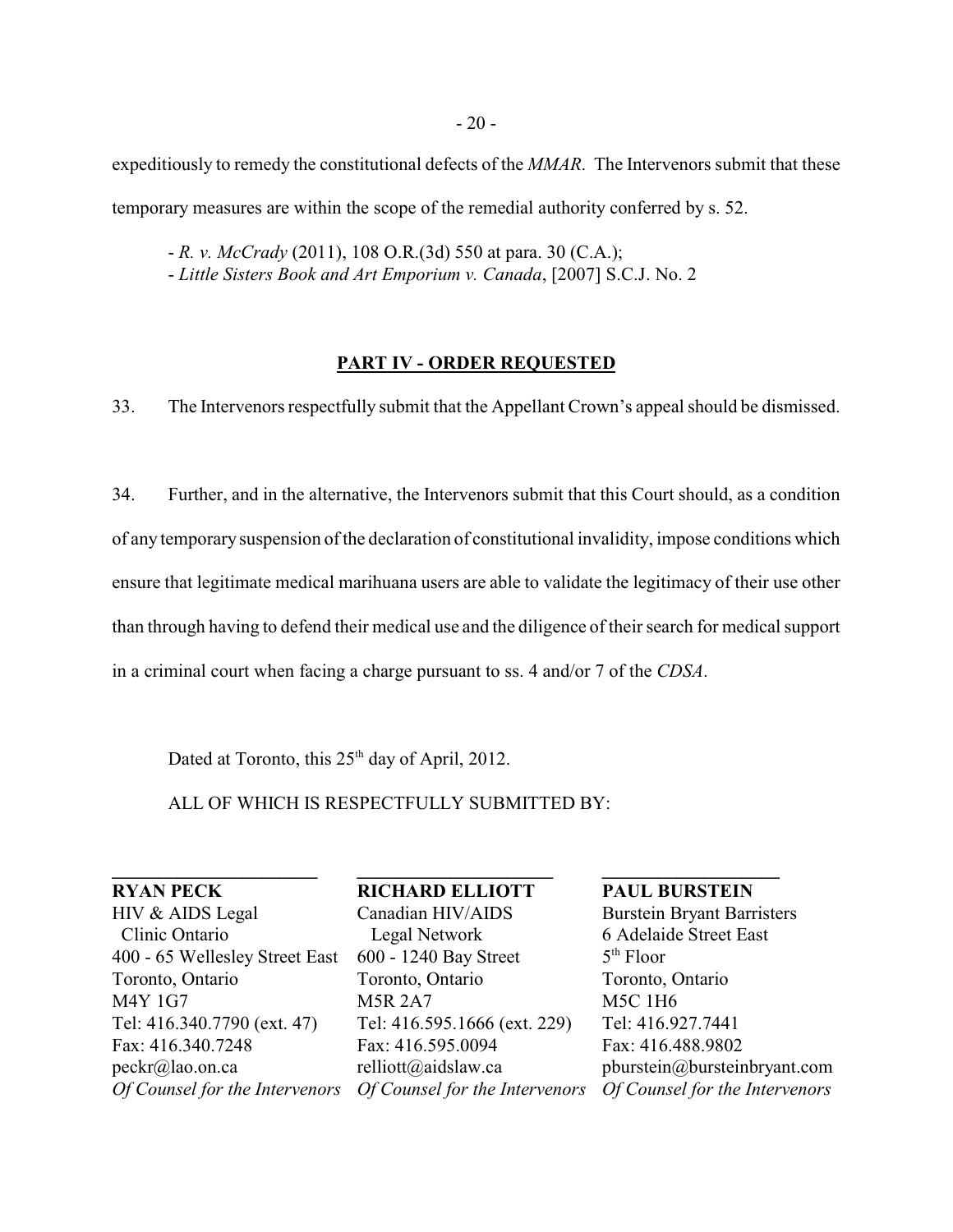expeditiously to remedy the constitutional defects of the *MMAR*. The Intervenors submit that these temporary measures are within the scope of the remedial authority conferred by s. 52.

- *R. v. McCrady* (2011), 108 O.R.(3d) 550 at para. 30 (C.A.);
- *Little Sisters Book and Art Emporium v. Canada*, [2007] S.C.J. No. 2

## PART IV - ORDER REQUESTED

33. The Intervenors respectfully submit that the Appellant Crown's appeal should be dismissed.

34. Further, and in the alternative, the Intervenors submit that this Court should, as a condition of any temporary suspension of the declaration of constitutional invalidity, impose conditions which ensure that legitimate medical marihuana users are able to validate the legitimacy of their use other than through having to defend their medical use and the diligence of their search for medical support in a criminal court when facing a charge pursuant to ss. 4 and/or 7 of the *CDSA*.

Dated at Toronto, this 25th day of April, 2012.

ALL OF WHICH IS RESPECTFULLY SUBMITTED BY:

**RYAN PECK**
HIV & AIDS Legal Clinic Ontario
400 - 65 Wellesley Street East
Toronto, Ontario
M4Y 1G7
Tel: 416.340.7790 (ext. 47)
Fax: 416.340.7248
peckr@lao.on.ca
*Of Counsel for the Intervenors*

**RICHARD ELLIOTT**
Canadian HIV/AIDS Legal Network
600 - 1240 Bay Street
Toronto, Ontario
M5R 2A7
Tel: 416.595.1666 (ext. 229)
Fax: 416.595.0094
relliott@aidslaw.ca
*Of Counsel for the Intervenors*

**PAUL BURSTEIN**
Burstein Bryant Barristers
6 Adelaide Street East
5th Floor
Toronto, Ontario
M5C 1H6
Tel: 416.927.7441
Fax: 416.488.9802
pburstein@bursteinbryant.com
*Of Counsel for the Intervenors*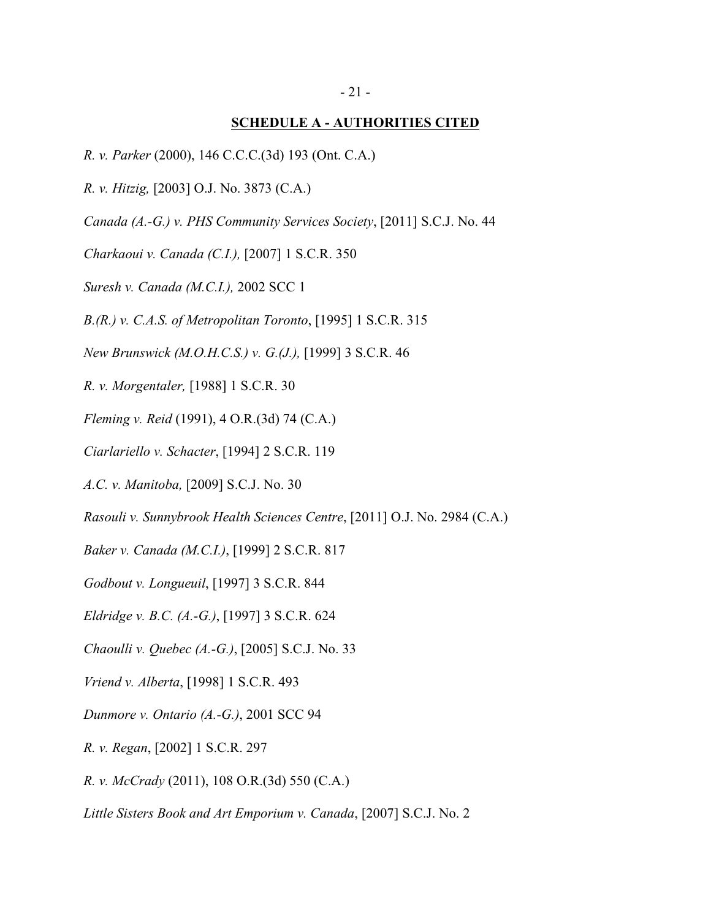## SCHEDULE A - AUTHORITIES CITED

*R. v. Parker* (2000), 146 C.C.C.(3d) 193 (Ont. C.A.)

*R. v. Hitzig,* [2003] O.J. No. 3873 (C.A.)

*Canada (A.-G.) v. PHS Community Services Society*, [2011] S.C.J. No. 44

*Charkaoui v. Canada (C.I.),* [2007] 1 S.C.R. 350

*Suresh v. Canada (M.C.I.),* 2002 SCC 1

*B.(R.) v. C.A.S. of Metropolitan Toronto*, [1995] 1 S.C.R. 315

*New Brunswick (M.O.H.C.S.) v. G.(J.),* [1999] 3 S.C.R. 46

*R. v. Morgentaler,* [1988] 1 S.C.R. 30

*Fleming v. Reid* (1991), 4 O.R.(3d) 74 (C.A.)

*Ciarlariello v. Schacter*, [1994] 2 S.C.R. 119

*A.C. v. Manitoba,* [2009] S.C.J. No. 30

*Rasouli v. Sunnybrook Health Sciences Centre*, [2011] O.J. No. 2984 (C.A.)

*Baker v. Canada (M.C.I.)*, [1999] 2 S.C.R. 817

*Godbout v. Longueuil*, [1997] 3 S.C.R. 844

*Eldridge v. B.C. (A.-G.)*, [1997] 3 S.C.R. 624

*Chaoulli v. Quebec (A.-G.)*, [2005] S.C.J. No. 33

*Vriend v. Alberta*, [1998] 1 S.C.R. 493

*Dunmore v. Ontario (A.-G.)*, 2001 SCC 94

*R. v. Regan*, [2002] 1 S.C.R. 297

*R. v. McCrady* (2011), 108 O.R.(3d) 550 (C.A.)

*Little Sisters Book and Art Emporium v. Canada*, [2007] S.C.J. No. 2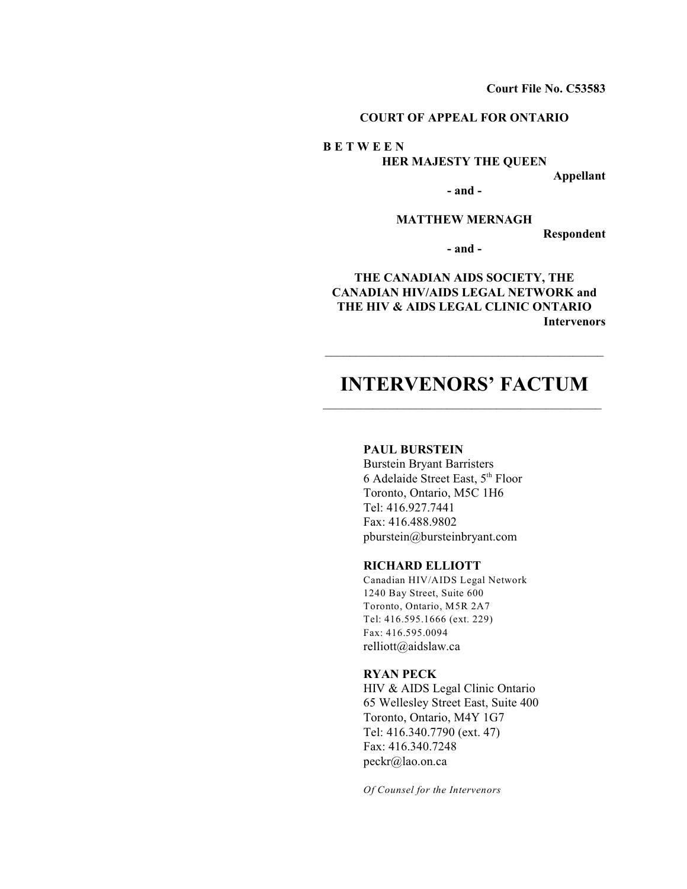**Court File No. C53583**

**COURT OF APPEAL FOR ONTARIO**

**B E T W E E N**

**HER MAJESTY THE QUEEN**

**Appellant**

**- and -**

**MATTHEW MERNAGH**

**Respondent**

**- and -**

**THE CANADIAN AIDS SOCIETY, THE CANADIAN HIV/AIDS LEGAL NETWORK and THE HIV & AIDS LEGAL CLINIC ONTARIO**

**Intervenors**

---

# INTERVENORS' FACTUM

---

**PAUL BURSTEIN**
Burstein Bryant Barristers
6 Adelaide Street East, 5th Floor
Toronto, Ontario, M5C 1H6
Tel: 416.927.7441
Fax: 416.488.9802
pburstein@bursteinbryant.com

**RICHARD ELLIOTT**
Canadian HIV/AIDS Legal Network
1240 Bay Street, Suite 600
Toronto, Ontario, M5R 2A7
Tel: 416.595.1666 (ext. 229)
Fax: 416.595.0094
relliott@aidslaw.ca

**RYAN PECK**
HIV & AIDS Legal Clinic Ontario
65 Wellesley Street East, Suite 400
Toronto, Ontario, M4Y 1G7
Tel: 416.340.7790 (ext. 47)
Fax: 416.340.7248
peckr@lao.on.ca

*Of Counsel for the Intervenors*